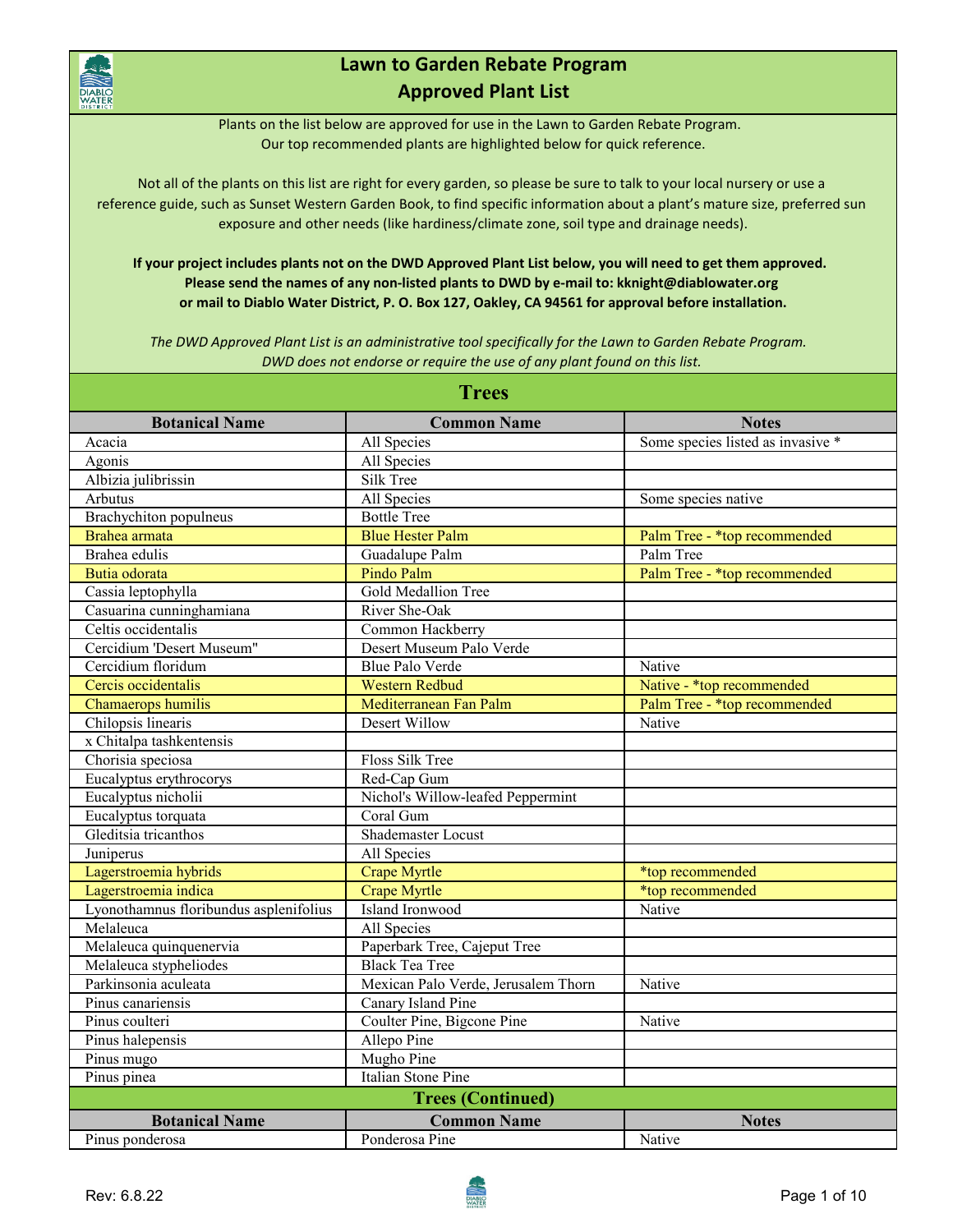# Lawn to Garden Rebate Program
## Approved Plant List

Plants on the list below are approved for use in the Lawn to Garden Rebate Program.
Our top recommended plants are highlighted below for quick reference.

Not all of the plants on this list are right for every garden, so please be sure to talk to your local nursery or use a reference guide, such as Sunset Western Garden Book, to find specific information about a plant's mature size, preferred sun exposure and other needs (like hardiness/climate zone, soil type and drainage needs).

**If your project includes plants not on the DWD Approved Plant List below, you will need to get them approved. Please send the names of any non-listed plants to DWD by e-mail to: kknight@diablowater.org or mail to Diablo Water District, P. O. Box 127, Oakley, CA 94561 for approval before installation.**

*The DWD Approved Plant List is an administrative tool specifically for the Lawn to Garden Rebate Program. DWD does not endorse or require the use of any plant found on this list.*

## Trees

| Botanical Name | Common Name | Notes |
|---|---|---|
| Acacia | All Species | Some species listed as invasive * |
| Agonis | All Species | |
| Albizia julibrissin | Silk Tree | |
| Arbutus | All Species | Some species native |
| Brachychiton populneus | Bottle Tree | |
| Brahea armata | Blue Hester Palm | Palm Tree - *top recommended |
| Brahea edulis | Guadalupe Palm | Palm Tree |
| Butia odorata | Pindo Palm | Palm Tree - *top recommended |
| Cassia leptophylla | Gold Medallion Tree | |
| Casuarina cunninghamiana | River She-Oak | |
| Celtis occidentalis | Common Hackberry | |
| Cercidium 'Desert Museum" | Desert Museum Palo Verde | |
| Cercidium floridum | Blue Palo Verde | Native |
| Cercis occidentalis | Western Redbud | Native - *top recommended |
| Chamaerops humilis | Mediterranean Fan Palm | Palm Tree - *top recommended |
| Chilopsis linearis | Desert Willow | Native |
| x Chitalpa tashkentensis | | |
| Chorisia speciosa | Floss Silk Tree | |
| Eucalyptus erythrocorys | Red-Cap Gum | |
| Eucalyptus nicholii | Nichol's Willow-leafed Peppermint | |
| Eucalyptus torquata | Coral Gum | |
| Gleditsia tricanthos | Shademaster Locust | |
| Juniperus | All Species | |
| Lagerstroemia hybrids | Crape Myrtle | *top recommended |
| Lagerstroemia indica | Crape Myrtle | *top recommended |
| Lyonothamnus floribundus asplenifolius | Island Ironwood | Native |
| Melaleuca | All Species | |
| Melaleuca quinquenervia | Paperbark Tree, Cajeput Tree | |
| Melaleuca stypheliodes | Black Tea Tree | |
| Parkinsonia aculeata | Mexican Palo Verde, Jerusalem Thorn | Native |
| Pinus canariensis | Canary Island Pine | |
| Pinus coulteri | Coulter Pine, Bigcone Pine | Native |
| Pinus halepensis | Allepo Pine | |
| Pinus mugo | Mugho Pine | |
| Pinus pinea | Italian Stone Pine | |

## Trees (Continued)

| Botanical Name | Common Name | Notes |
|---|---|---|
| Pinus ponderosa | Ponderosa Pine | Native |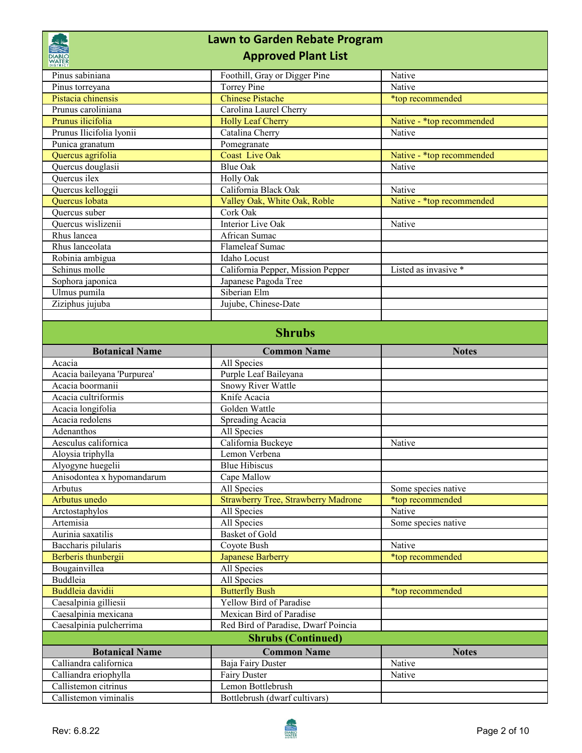# Lawn to Garden Rebate Program
## Approved Plant List

| | | |
|---|---|---|
| Pinus sabiniana | Foothill, Gray or Digger Pine | Native |
| Pinus torreyana | Torrey Pine | Native |
| Pistacia chinensis | Chinese Pistache | *top recommended |
| Prunus caroliniana | Carolina Laurel Cherry | |
| Prunus ilicifolia | Holly Leaf Cherry | Native - *top recommended |
| Prunus Ilicifolia lyonii | Catalina Cherry | Native |
| Punica granatum | Pomegranate | |
| Quercus agrifolia | Coast Live Oak | Native - *top recommended |
| Quercus douglasii | Blue Oak | Native |
| Quercus ilex | Holly Oak | |
| Quercus kelloggii | California Black Oak | Native |
| Quercus lobata | Valley Oak, White Oak, Roble | Native - *top recommended |
| Quercus suber | Cork Oak | |
| Quercus wislizenii | Interior Live Oak | Native |
| Rhus lancea | African Sumac | |
| Rhus lanceolata | Flameleaf Sumac | |
| Robinia ambigua | Idaho Locust | |
| Schinus molle | California Pepper, Mission Pepper | Listed as invasive * |
| Sophora japonica | Japanese Pagoda Tree | |
| Ulmus pumila | Siberian Elm | |
| Ziziphus jujuba | Jujube, Chinese-Date | |

## Shrubs

| Botanical Name | Common Name | Notes |
|---|---|---|
| Acacia | All Species | |
| Acacia baileyana 'Purpurea' | Purple Leaf Baileyana | |
| Acacia boormanii | Snowy River Wattle | |
| Acacia cultriformis | Knife Acacia | |
| Acacia longifolia | Golden Wattle | |
| Acacia redolens | Spreading Acacia | |
| Adenanthos | All Species | |
| Aesculus californica | California Buckeye | Native |
| Aloysia triphylla | Lemon Verbena | |
| Alyogyne huegelii | Blue Hibiscus | |
| Anisodontea x hypomandarum | Cape Mallow | |
| Arbutus | All Species | Some species native |
| Arbutus unedo | Strawberry Tree, Strawberry Madrone | *top recommended |
| Arctostaphylos | All Species | Native |
| Artemisia | All Species | Some species native |
| Aurinia saxatilis | Basket of Gold | |
| Baccharis pilularis | Coyote Bush | Native |
| Berberis thunbergii | Japanese Barberry | *top recommended |
| Bougainvillea | All Species | |
| Buddleia | All Species | |
| Buddleia davidii | Butterfly Bush | *top recommended |
| Caesalpinia gilliesii | Yellow Bird of Paradise | |
| Caesalpinia mexicana | Mexican Bird of Paradise | |
| Caesalpinia pulcherrima | Red Bird of Paradise, Dwarf Poincia | |

## Shrubs (Continued)

| Botanical Name | Common Name | Notes |
|---|---|---|
| Calliandra californica | Baja Fairy Duster | Native |
| Calliandra eriophylla | Fairy Duster | Native |
| Callistemon citrinus | Lemon Bottlebrush | |
| Callistemon viminalis | Bottlebrush (dwarf cultivars) | |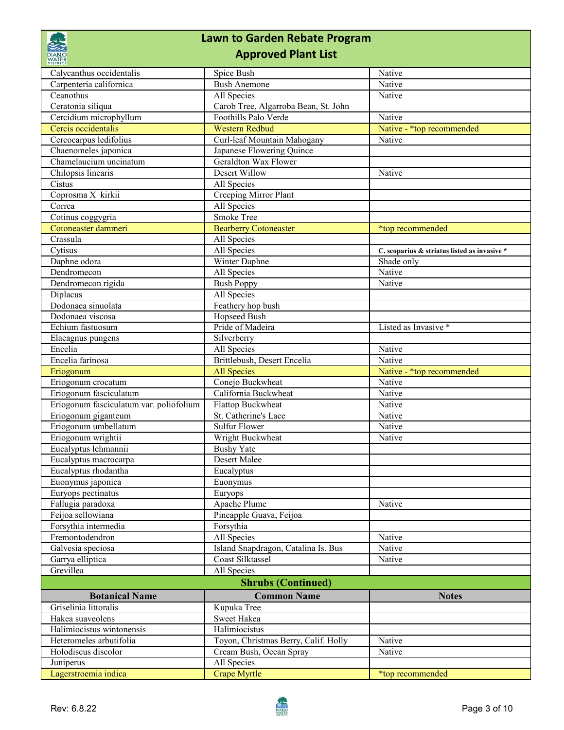# Lawn to Garden Rebate Program
## Approved Plant List

| | | |
|---|---|---|
| Calycanthus occidentalis | Spice Bush | Native |
| Carpenteria californica | Bush Anemone | Native |
| Ceanothus | All Species | Native |
| Ceratonia siliqua | Carob Tree, Algarroba Bean, St. John | |
| Cercidium microphyllum | Foothills Palo Verde | Native |
| Cercis occidentalis | Western Redbud | Native - *top recommended |
| Cercocarpus ledifolius | Curl-leaf Mountain Mahogany | Native |
| Chaenomeles japonica | Japanese Flowering Quince | |
| Chamelaucium uncinatum | Geraldton Wax Flower | |
| Chilopsis linearis | Desert Willow | Native |
| Cistus | All Species | |
| Coprosma X kirkii | Creeping Mirror Plant | |
| Correa | All Species | |
| Cotinus coggygria | Smoke Tree | |
| Cotoneaster dammeri | Bearberry Cotoneaster | *top recommended |
| Crassula | All Species | |
| Cytisus | All Species | **C. scoparius & striatus listed as invasive *** |
| Daphne odora | Winter Daphne | Shade only |
| Dendromecon | All Species | Native |
| Dendromecon rigida | Bush Poppy | Native |
| Diplacus | All Species | |
| Dodonaea sinuolata | Feathery hop bush | |
| Dodonaea viscosa | Hopseed Bush | |
| Echium fastuosum | Pride of Madeira | Listed as Invasive * |
| Elaeagnus pungens | Silverberry | |
| Encelia | All Species | Native |
| Encelia farinosa | Brittlebush, Desert Encelia | Native |
| Eriogonum | All Species | Native - *top recommended |
| Eriogonum crocatum | Conejo Buckwheat | Native |
| Eriogonum fasciculatum | California Buckwheat | Native |
| Eriogonum fasciculatum var. poliofolium | Flattop Buckwheat | Native |
| Eriogonum giganteum | St. Catherine's Lace | Native |
| Eriogonum umbellatum | Sulfur Flower | Native |
| Eriogonum wrightii | Wright Buckwheat | Native |
| Eucalyptus lehmannii | Bushy Yate | |
| Eucalyptus macrocarpa | Desert Malee | |
| Eucalyptus rhodantha | Eucalyptus | |
| Euonymus japonica | Euonymus | |
| Euryops pectinatus | Euryops | |
| Fallugia paradoxa | Apache Plume | Native |
| Feijoa sellowiana | Pineapple Guava, Feijoa | |
| Forsythia intermedia | Forsythia | |
| Fremontodendron | All Species | Native |
| Galvesia speciosa | Island Snapdragon, Catalina Is. Bus | Native |
| Garrya elliptica | Coast Silktassel | Native |
| Grevillea | All Species | |

### Shrubs (Continued)

| Botanical Name | Common Name | Notes |
|---|---|---|
| Griselinia littoralis | Kupuka Tree | |
| Hakea suaveolens | Sweet Hakea | |
| Halimiocistus wintonensis | Halimiocistus | |
| Heteromeles arbutifolia | Toyon, Christmas Berry, Calif. Holly | Native |
| Holodiscus discolor | Cream Bush, Ocean Spray | Native |
| Juniperus | All Species | |
| Lagerstroemia indica | Crape Myrtle | *top recommended |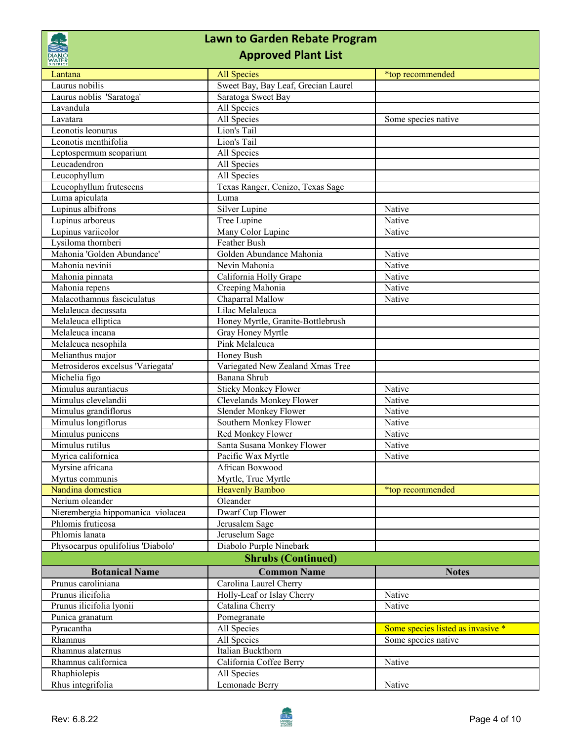# Lawn to Garden Rebate Program
## Approved Plant List

| | | |
|---|---|---|
| Lantana | All Species | *top recommended |
| Laurus nobilis | Sweet Bay, Bay Leaf, Grecian Laurel | |
| Laurus noblis 'Saratoga' | Saratoga Sweet Bay | |
| Lavandula | All Species | |
| Lavatara | All Species | Some species native |
| Leonotis leonurus | Lion's Tail | |
| Leonotis menthifolia | Lion's Tail | |
| Leptospermum scoparium | All Species | |
| Leucadendron | All Species | |
| Leucophyllum | All Species | |
| Leucophyllum frutescens | Texas Ranger, Cenizo, Texas Sage | |
| Luma apiculata | Luma | |
| Lupinus albifrons | Silver Lupine | Native |
| Lupinus arboreus | Tree Lupine | Native |
| Lupinus variicolor | Many Color Lupine | Native |
| Lysiloma thornberi | Feather Bush | |
| Mahonia 'Golden Abundance' | Golden Abundance Mahonia | Native |
| Mahonia nevinii | Nevin Mahonia | Native |
| Mahonia pinnata | California Holly Grape | Native |
| Mahonia repens | Creeping Mahonia | Native |
| Malacothamnus fasciculatus | Chaparral Mallow | Native |
| Melaleuca decussata | Lilac Melaleuca | |
| Melaleuca elliptica | Honey Myrtle, Granite-Bottlebrush | |
| Melaleuca incana | Gray Honey Myrtle | |
| Melaleuca nesophila | Pink Melaleuca | |
| Melianthus major | Honey Bush | |
| Metrosideros excelsus 'Variegata' | Variegated New Zealand Xmas Tree | |
| Michelia figo | Banana Shrub | |
| Mimulus aurantiacus | Sticky Monkey Flower | Native |
| Mimulus clevelandii | Clevelands Monkey Flower | Native |
| Mimulus grandiflorus | Slender Monkey Flower | Native |
| Mimulus longiflorus | Southern Monkey Flower | Native |
| Mimulus punicens | Red Monkey Flower | Native |
| Mimulus rutilus | Santa Susana Monkey Flower | Native |
| Myrica californica | Pacific Wax Myrtle | Native |
| Myrsine africana | African Boxwood | |
| Myrtus communis | Myrtle, True Myrtle | |
| Nandina domestica | Heavenly Bamboo | *top recommended |
| Nerium oleander | Oleander | |
| Nierembergia hippomanica violacea | Dwarf Cup Flower | |
| Phlomis fruticosa | Jerusalem Sage | |
| Phlomis lanata | Jeruselum Sage | |
| Physocarpus opulifolius 'Diabolo' | Diabolo Purple Ninebark | |

## Shrubs (Continued)

| Botanical Name | Common Name | Notes |
|---|---|---|
| Prunus caroliniana | Carolina Laurel Cherry | |
| Prunus ilicifolia | Holly-Leaf or Islay Cherry | Native |
| Prunus ilicifolia lyonii | Catalina Cherry | Native |
| Punica granatum | Pomegranate | |
| Pyracantha | All Species | Some species listed as invasive * |
| Rhamnus | All Species | Some species native |
| Rhamnus alaternus | Italian Buckthorn | |
| Rhamnus californica | California Coffee Berry | Native |
| Rhaphiolepis | All Species | |
| Rhus integrifolia | Lemonade Berry | Native |

Rev: 6.8.22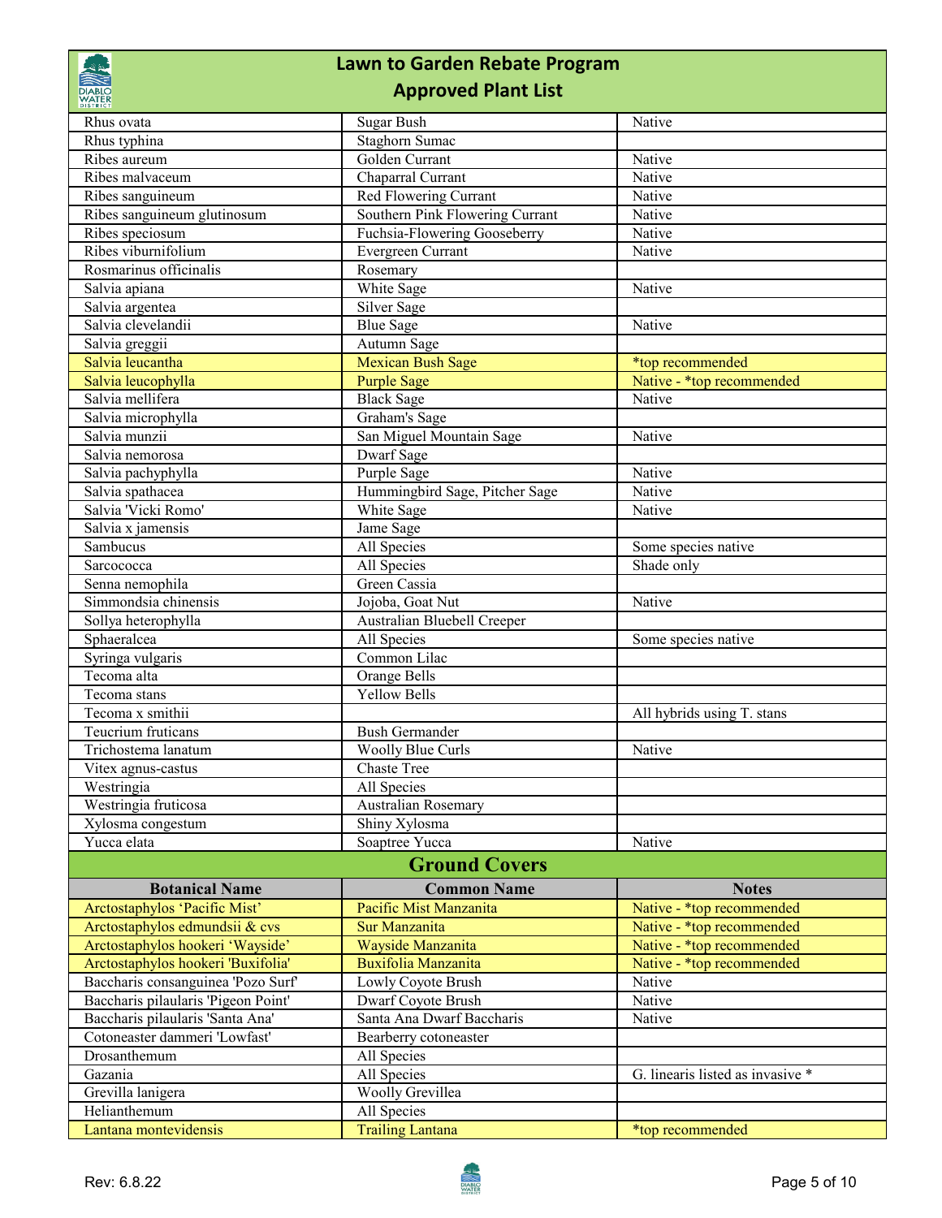# Lawn to Garden Rebate Program
## Approved Plant List

| | | |
|---|---|---|
| Rhus ovata | Sugar Bush | Native |
| Rhus typhina | Staghorn Sumac | |
| Ribes aureum | Golden Currant | Native |
| Ribes malvaceum | Chaparral Currant | Native |
| Ribes sanguineum | Red Flowering Currant | Native |
| Ribes sanguineum glutinosum | Southern Pink Flowering Currant | Native |
| Ribes speciosum | Fuchsia-Flowering Gooseberry | Native |
| Ribes viburnifolium | Evergreen Currant | Native |
| Rosmarinus officinalis | Rosemary | |
| Salvia apiana | White Sage | Native |
| Salvia argentea | Silver Sage | |
| Salvia clevelandii | Blue Sage | Native |
| Salvia greggii | Autumn Sage | |
| Salvia leucantha | Mexican Bush Sage | *top recommended |
| Salvia leucophylla | Purple Sage | Native - *top recommended |
| Salvia mellifera | Black Sage | Native |
| Salvia microphylla | Graham's Sage | |
| Salvia munzii | San Miguel Mountain Sage | Native |
| Salvia nemorosa | Dwarf Sage | |
| Salvia pachyphylla | Purple Sage | Native |
| Salvia spathacea | Hummingbird Sage, Pitcher Sage | Native |
| Salvia 'Vicki Romo' | White Sage | Native |
| Salvia x jamensis | Jame Sage | |
| Sambucus | All Species | Some species native |
| Sarcococca | All Species | Shade only |
| Senna nemophila | Green Cassia | |
| Simmondsia chinensis | Jojoba, Goat Nut | Native |
| Sollya heterophylla | Australian Bluebell Creeper | |
| Sphaeralcea | All Species | Some species native |
| Syringa vulgaris | Common Lilac | |
| Tecoma alta | Orange Bells | |
| Tecoma stans | Yellow Bells | |
| Tecoma x smithii | | All hybrids using T. stans |
| Teucrium fruticans | Bush Germander | |
| Trichostema lanatum | Woolly Blue Curls | Native |
| Vitex agnus-castus | Chaste Tree | |
| Westringia | All Species | |
| Westringia fruticosa | Australian Rosemary | |
| Xylosma congestum | Shiny Xylosma | |
| Yucca elata | Soaptree Yucca | Native |

## Ground Covers

| Botanical Name | Common Name | Notes |
|---|---|---|
| Arctostaphylos 'Pacific Mist' | Pacific Mist Manzanita | Native - *top recommended |
| Arctostaphylos edmundsii & cvs | Sur Manzanita | Native - *top recommended |
| Arctostaphylos hookeri 'Wayside' | Wayside Manzanita | Native - *top recommended |
| Arctostaphylos hookeri 'Buxifolia' | Buxifolia Manzanita | Native - *top recommended |
| Baccharis consanguinea 'Pozo Surf' | Lowly Coyote Brush | Native |
| Baccharis pilaularis 'Pigeon Point' | Dwarf Coyote Brush | Native |
| Baccharis pilaularis 'Santa Ana' | Santa Ana Dwarf Baccharis | Native |
| Cotoneaster dammeri 'Lowfast' | Bearberry cotoneaster | |
| Drosanthemum | All Species | |
| Gazania | All Species | G. linearis listed as invasive * |
| Grevilla lanigera | Woolly Grevillea | |
| Helianthemum | All Species | |
| Lantana montevidensis | Trailing Lantana | *top recommended |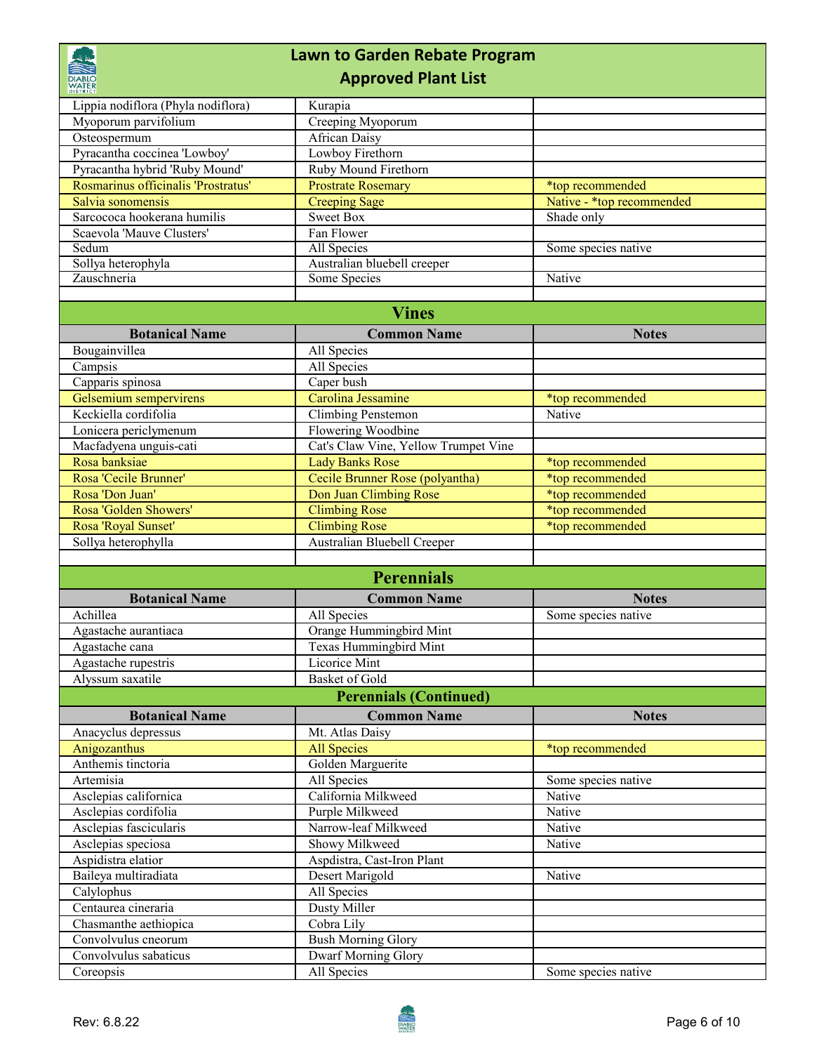# Lawn to Garden Rebate Program
## Approved Plant List

| | | |
|---|---|---|
| Lippia nodiflora (Phyla nodiflora) | Kurapia | |
| Myoporum parvifolium | Creeping Myoporum | |
| Osteospermum | African Daisy | |
| Pyracantha coccinea 'Lowboy' | Lowboy Firethorn | |
| Pyracantha hybrid 'Ruby Mound' | Ruby Mound Firethorn | |
| Rosmarinus officinalis 'Prostratus' | Prostrate Rosemary | *top recommended |
| Salvia sonomensis | Creeping Sage | Native - *top recommended |
| Sarcococa hookerana humilis | Sweet Box | Shade only |
| Scaevola 'Mauve Clusters' | Fan Flower | |
| Sedum | All Species | Some species native |
| Sollya heterophyla | Australian bluebell creeper | |
| Zauschneria | Some Species | Native |

## Vines

| Botanical Name | Common Name | Notes |
|---|---|---|
| Bougainvillea | All Species | |
| Campsis | All Species | |
| Capparis spinosa | Caper bush | |
| Gelsemium sempervirens | Carolina Jessamine | *top recommended |
| Keckiella cordifolia | Climbing Penstemon | Native |
| Lonicera periclymenum | Flowering Woodbine | |
| Macfadyena unguis-cati | Cat's Claw Vine, Yellow Trumpet Vine | |
| Rosa banksiae | Lady Banks Rose | *top recommended |
| Rosa 'Cecile Brunner' | Cecile Brunner Rose (polyantha) | *top recommended |
| Rosa 'Don Juan' | Don Juan Climbing Rose | *top recommended |
| Rosa 'Golden Showers' | Climbing Rose | *top recommended |
| Rosa 'Royal Sunset' | Climbing Rose | *top recommended |
| Sollya heterophylla | Australian Bluebell Creeper | |

## Perennials

| Botanical Name | Common Name | Notes |
|---|---|---|
| Achillea | All Species | Some species native |
| Agastache aurantiaca | Orange Hummingbird Mint | |
| Agastache cana | Texas Hummingbird Mint | |
| Agastache rupestris | Licorice Mint | |
| Alyssum saxatile | Basket of Gold | |

## Perennials (Continued)

| Botanical Name | Common Name | Notes |
|---|---|---|
| Anacyclus depressus | Mt. Atlas Daisy | |
| Anigozanthus | All Species | *top recommended |
| Anthemis tinctoria | Golden Marguerite | |
| Artemisia | All Species | Some species native |
| Asclepias californica | California Milkweed | Native |
| Asclepias cordifolia | Purple Milkweed | Native |
| Asclepias fascicularis | Narrow-leaf Milkweed | Native |
| Asclepias speciosa | Showy Milkweed | Native |
| Aspidistra elatior | Aspdistra, Cast-Iron Plant | |
| Baileya multiradiata | Desert Marigold | Native |
| Calylophus | All Species | |
| Centaurea cineraria | Dusty Miller | |
| Chasmanthe aethiopica | Cobra Lily | |
| Convolvulus cneorum | Bush Morning Glory | |
| Convolvulus sabaticus | Dwarf Morning Glory | |
| Coreopsis | All Species | Some species native |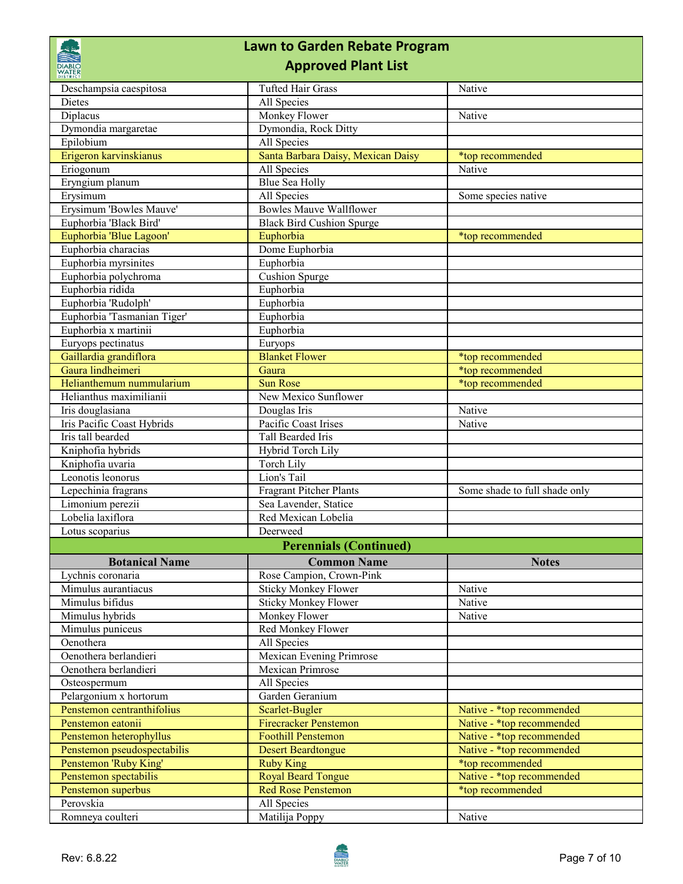# Lawn to Garden Rebate Program
## Approved Plant List

| Botanical Name | Common Name | Notes |
|---|---|---|
| Deschampsia caespitosa | Tufted Hair Grass | Native |
| Dietes | All Species | |
| Diplacus | Monkey Flower | Native |
| Dymondia margaretae | Dymondia, Rock Ditty | |
| Epilobium | All Species | |
| Erigeron karvinskianus | Santa Barbara Daisy, Mexican Daisy | *top recommended |
| Eriogonum | All Species | Native |
| Eryngium planum | Blue Sea Holly | |
| Erysimum | All Species | Some species native |
| Erysimum 'Bowles Mauve' | Bowles Mauve Wallflower | |
| Euphorbia 'Black Bird' | Black Bird Cushion Spurge | |
| Euphorbia 'Blue Lagoon' | Euphorbia | *top recommended |
| Euphorbia characias | Dome Euphorbia | |
| Euphorbia myrsinites | Euphorbia | |
| Euphorbia polychroma | Cushion Spurge | |
| Euphorbia ridida | Euphorbia | |
| Euphorbia 'Rudolph' | Euphorbia | |
| Euphorbia 'Tasmanian Tiger' | Euphorbia | |
| Euphorbia x martinii | Euphorbia | |
| Euryops pectinatus | Euryops | |
| Gaillardia grandiflora | Blanket Flower | *top recommended |
| Gaura lindheimeri | Gaura | *top recommended |
| Helianthemum nummularium | Sun Rose | *top recommended |
| Helianthus maximilianii | New Mexico Sunflower | |
| Iris douglasiana | Douglas Iris | Native |
| Iris Pacific Coast Hybrids | Pacific Coast Irises | Native |
| Iris tall bearded | Tall Bearded Iris | |
| Kniphofia hybrids | Hybrid Torch Lily | |
| Kniphofia uvaria | Torch Lily | |
| Leonotis leonorus | Lion's Tail | |
| Lepechinia fragrans | Fragrant Pitcher Plants | Some shade to full shade only |
| Limonium perezii | Sea Lavender, Statice | |
| Lobelia laxiflora | Red Mexican Lobelia | |
| Lotus scoparius | Deerweed | |

### Perennials (Continued)

| Botanical Name | Common Name | Notes |
|---|---|---|
| Lychnis coronaria | Rose Campion, Crown-Pink | |
| Mimulus aurantiacus | Sticky Monkey Flower | Native |
| Mimulus bifidus | Sticky Monkey Flower | Native |
| Mimulus hybrids | Monkey Flower | Native |
| Mimulus puniceus | Red Monkey Flower | |
| Oenothera | All Species | |
| Oenothera berlandieri | Mexican Evening Primrose | |
| Oenothera berlandieri | Mexican Primrose | |
| Osteospermum | All Species | |
| Pelargonium x hortorum | Garden Geranium | |
| Penstemon centranthifolius | Scarlet-Bugler | Native - *top recommended |
| Penstemon eatonii | Firecracker Penstemon | Native - *top recommended |
| Penstemon heterophyllus | Foothill Penstemon | Native - *top recommended |
| Penstemon pseudospectabilis | Desert Beardtongue | Native - *top recommended |
| Penstemon 'Ruby King' | Ruby King | *top recommended |
| Penstemon spectabilis | Royal Beard Tongue | Native - *top recommended |
| Penstemon superbus | Red Rose Penstemon | *top recommended |
| Perovskia | All Species | |
| Romneya coulteri | Matilija Poppy | Native |

Rev: 6.8.22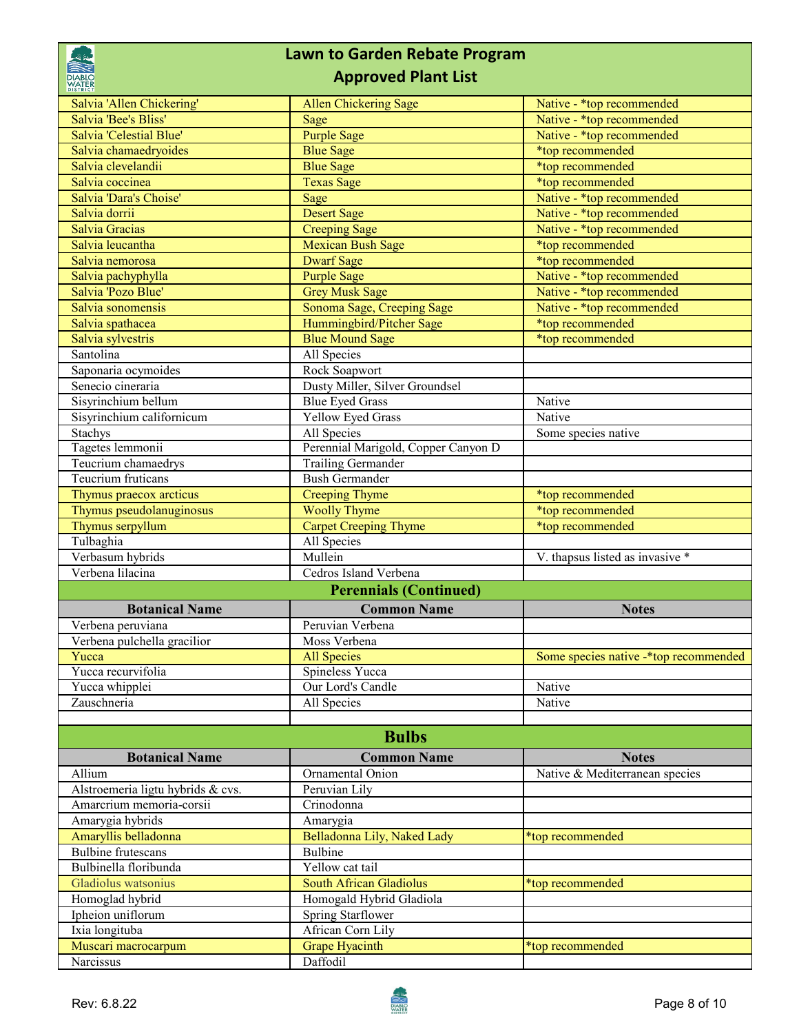# Lawn to Garden Rebate Program
## Approved Plant List

| | | |
|---|---|---|
| Salvia 'Allen Chickering' | Allen Chickering Sage | Native - *top recommended |
| Salvia 'Bee's Bliss' | Sage | Native - *top recommended |
| Salvia 'Celestial Blue' | Purple Sage | Native - *top recommended |
| Salvia chamaedryoides | Blue Sage | *top recommended |
| Salvia clevelandii | Blue Sage | *top recommended |
| Salvia coccinea | Texas Sage | *top recommended |
| Salvia 'Dara's Choise' | Sage | Native - *top recommended |
| Salvia dorrii | Desert Sage | Native - *top recommended |
| Salvia Gracias | Creeping Sage | Native - *top recommended |
| Salvia leucantha | Mexican Bush Sage | *top recommended |
| Salvia nemorosa | Dwarf Sage | *top recommended |
| Salvia pachyphylla | Purple Sage | Native - *top recommended |
| Salvia 'Pozo Blue' | Grey Musk Sage | Native - *top recommended |
| Salvia sonomensis | Sonoma Sage, Creeping Sage | Native - *top recommended |
| Salvia spathacea | Hummingbird/Pitcher Sage | *top recommended |
| Salvia sylvestris | Blue Mound Sage | *top recommended |
| Santolina | All Species | |
| Saponaria ocymoides | Rock Soapwort | |
| Senecio cineraria | Dusty Miller, Silver Groundsel | |
| Sisyrinchium bellum | Blue Eyed Grass | Native |
| Sisyrinchium californicum | Yellow Eyed Grass | Native |
| Stachys | All Species | Some species native |
| Tagetes lemmonii | Perennial Marigold, Copper Canyon D | |
| Teucrium chamaedrys | Trailing Germander | |
| Teucrium fruticans | Bush Germander | |
| Thymus praecox arcticus | Creeping Thyme | *top recommended |
| Thymus pseudolanuginosus | Woolly Thyme | *top recommended |
| Thymus serpyllum | Carpet Creeping Thyme | *top recommended |
| Tulbaghia | All Species | |
| Verbasum hybrids | Mullein | V. thapsus listed as invasive * |
| Verbena lilacina | Cedros Island Verbena | |

### Perennials (Continued)

| Botanical Name | Common Name | Notes |
|---|---|---|
| Verbena peruviana | Peruvian Verbena | |
| Verbena pulchella gracilior | Moss Verbena | |
| Yucca | All Species | Some species native -*top recommended |
| Yucca recurvifolia | Spineless Yucca | |
| Yucca whipplei | Our Lord's Candle | Native |
| Zauschneria | All Species | Native |

## Bulbs

| Botanical Name | Common Name | Notes |
|---|---|---|
| Allium | Ornamental Onion | Native & Mediterranean species |
| Alstroemeria ligtu hybrids & cvs. | Peruvian Lily | |
| Amarcrium memoria-corsii | Crinodonna | |
| Amarygia hybrids | Amarygia | |
| Amaryllis belladonna | Belladonna Lily, Naked Lady | *top recommended |
| Bulbine frutescans | Bulbine | |
| Bulbinella floribunda | Yellow cat tail | |
| Gladiolus watsonius | South African Gladiolus | *top recommended |
| Homoglad hybrid | Homogald Hybrid Gladiola | |
| Ipheion uniflorum | Spring Starflower | |
| Ixia longituba | African Corn Lily | |
| Muscari macrocarpum | Grape Hyacinth | *top recommended |
| Narcissus | Daffodil | |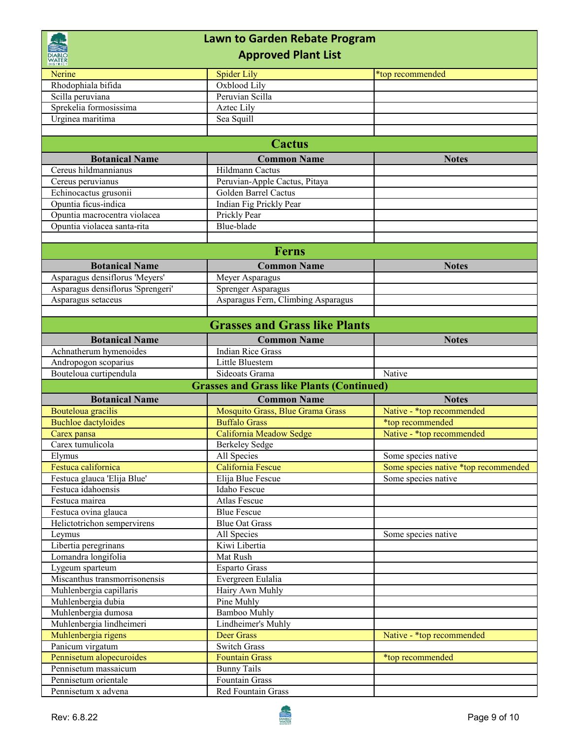## Lawn to Garden Rebate Program
## Approved Plant List

| | | |
|---|---|---|
| Nerine | Spider Lily | *top recommended |
| Rhodophiala bifida | Oxblood Lily | |
| Scilla peruviana | Peruvian Scilla | |
| Sprekelia formosissima | Aztec Lily | |
| Urginea maritima | Sea Squill | |

### Cactus

| Botanical Name | Common Name | Notes |
|---|---|---|
| Cereus hildmannianus | Hildmann Cactus | |
| Cereus peruvianus | Peruvian-Apple Cactus, Pitaya | |
| Echinocactus grusonii | Golden Barrel Cactus | |
| Opuntia ficus-indica | Indian Fig Prickly Pear | |
| Opuntia macrocentra violacea | Prickly Pear | |
| Opuntia violacea santa-rita | Blue-blade | |

### Ferns

| Botanical Name | Common Name | Notes |
|---|---|---|
| Asparagus densiflorus 'Meyers' | Meyer Asparagus | |
| Asparagus densiflorus 'Sprengeri' | Sprenger Asparagus | |
| Asparagus setaceus | Asparagus Fern, Climbing Asparagus | |

### Grasses and Grass like Plants

| Botanical Name | Common Name | Notes |
|---|---|---|
| Achnatherum hymenoides | Indian Rice Grass | |
| Andropogon scoparius | Little Bluestem | |
| Bouteloua curtipendula | Sideoats Grama | Native |

### Grasses and Grass like Plants (Continued)

| Botanical Name | Common Name | Notes |
|---|---|---|
| Bouteloua gracilis | Mosquito Grass, Blue Grama Grass | Native - *top recommended |
| Buchloe dactyloides | Buffalo Grass | *top recommended |
| Carex pansa | California Meadow Sedge | Native - *top recommended |
| Carex tumulicola | Berkeley Sedge | |
| Elymus | All Species | Some species native |
| Festuca californica | California Fescue | Some species native *top recommended |
| Festuca glauca 'Elija Blue' | Elija Blue Fescue | Some species native |
| Festuca idahoensis | Idaho Fescue | |
| Festuca mairea | Atlas Fescue | |
| Festuca ovina glauca | Blue Fescue | |
| Helictotrichon sempervirens | Blue Oat Grass | |
| Leymus | All Species | Some species native |
| Libertia peregrinans | Kiwi Libertia | |
| Lomandra longifolia | Mat Rush | |
| Lygeum sparteum | Esparto Grass | |
| Miscanthus transmorrisonensis | Evergreen Eulalia | |
| Muhlenbergia capillaris | Hairy Awn Muhly | |
| Muhlenbergia dubia | Pine Muhly | |
| Muhlenbergia dumosa | Bamboo Muhly | |
| Muhlenbergia lindheimeri | Lindheimer's Muhly | |
| Muhlenbergia rigens | Deer Grass | Native - *top recommended |
| Panicum virgatum | Switch Grass | |
| Pennisetum alopecuroides | Fountain Grass | *top recommended |
| Pennisetum massaicum | Bunny Tails | |
| Pennisetum orientale | Fountain Grass | |
| Pennisetum x advena | Red Fountain Grass | |

Rev: 6.8.22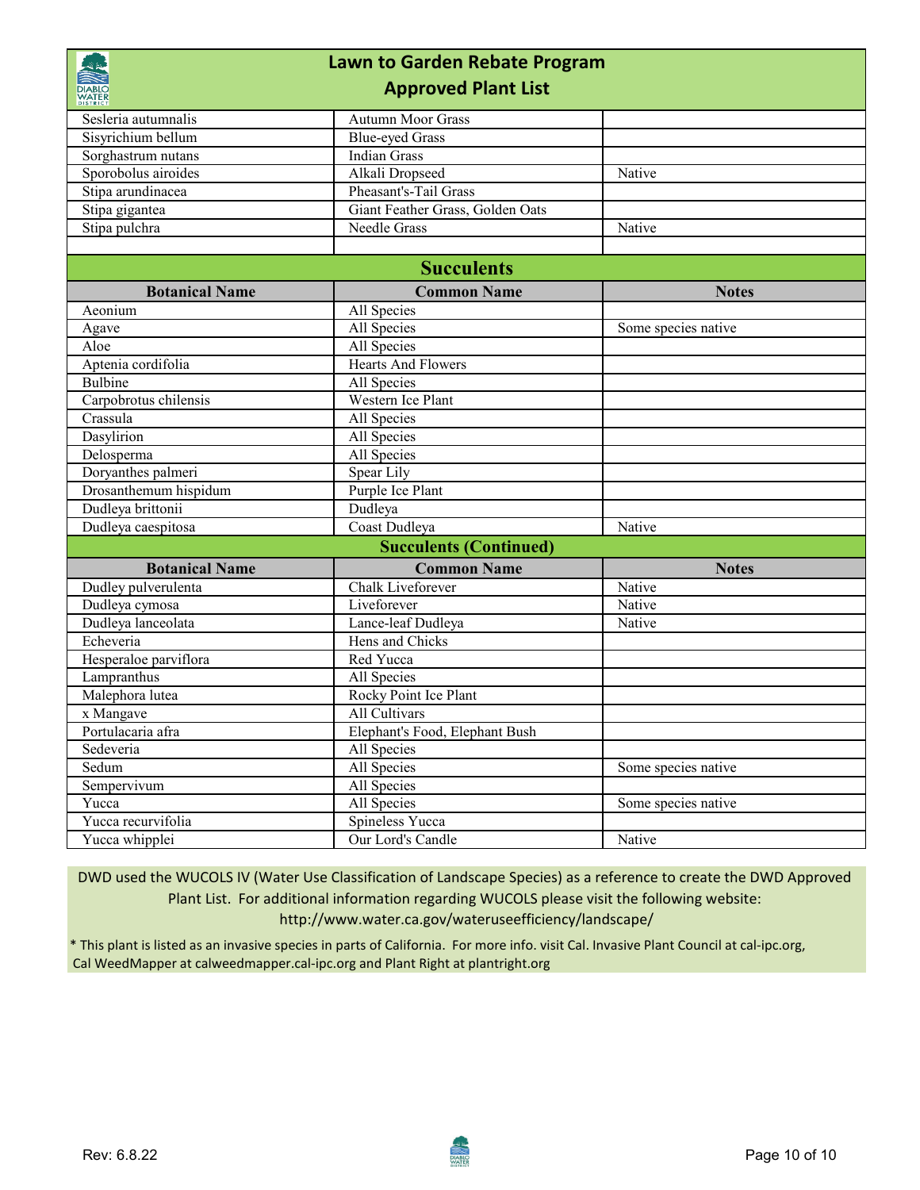# Lawn to Garden Rebate Program
## Approved Plant List

| | | |
|---|---|---|
| Sesleria autumnalis | Autumn Moor Grass | |
| Sisyrichium bellum | Blue-eyed Grass | |
| Sorghastrum nutans | Indian Grass | |
| Sporobolus airoides | Alkali Dropseed | Native |
| Stipa arundinacea | Pheasant's-Tail Grass | |
| Stipa gigantea | Giant Feather Grass, Golden Oats | |
| Stipa pulchra | Needle Grass | Native |

## Succulents

| Botanical Name | Common Name | Notes |
|---|---|---|
| Aeonium | All Species | |
| Agave | All Species | Some species native |
| Aloe | All Species | |
| Aptenia cordifolia | Hearts And Flowers | |
| Bulbine | All Species | |
| Carpobrotus chilensis | Western Ice Plant | |
| Crassula | All Species | |
| Dasylirion | All Species | |
| Delosperma | All Species | |
| Doryanthes palmeri | Spear Lily | |
| Drosanthemum hispidum | Purple Ice Plant | |
| Dudleya brittonii | Dudleya | |
| Dudleya caespitosa | Coast Dudleya | Native |

## Succulents (Continued)

| Botanical Name | Common Name | Notes |
|---|---|---|
| Dudley pulverulenta | Chalk Liveforever | Native |
| Dudleya cymosa | Liveforever | Native |
| Dudleya lanceolata | Lance-leaf Dudleya | Native |
| Echeveria | Hens and Chicks | |
| Hesperaloe parviflora | Red Yucca | |
| Lampranthus | All Species | |
| Malephora lutea | Rocky Point Ice Plant | |
| x Mangave | All Cultivars | |
| Portulacaria afra | Elephant's Food, Elephant Bush | |
| Sedeveria | All Species | |
| Sedum | All Species | Some species native |
| Sempervivum | All Species | |
| Yucca | All Species | Some species native |
| Yucca recurvifolia | Spineless Yucca | |
| Yucca whipplei | Our Lord's Candle | Native |

DWD used the WUCOLS IV (Water Use Classification of Landscape Species) as a reference to create the DWD Approved Plant List. For additional information regarding WUCOLS please visit the following website: http://www.water.ca.gov/wateruseefficiency/landscape/

* This plant is listed as an invasive species in parts of California. For more info. visit Cal. Invasive Plant Council at cal-ipc.org, Cal WeedMapper at calweedmapper.cal-ipc.org and Plant Right at plantright.org

Rev: 6.8.22